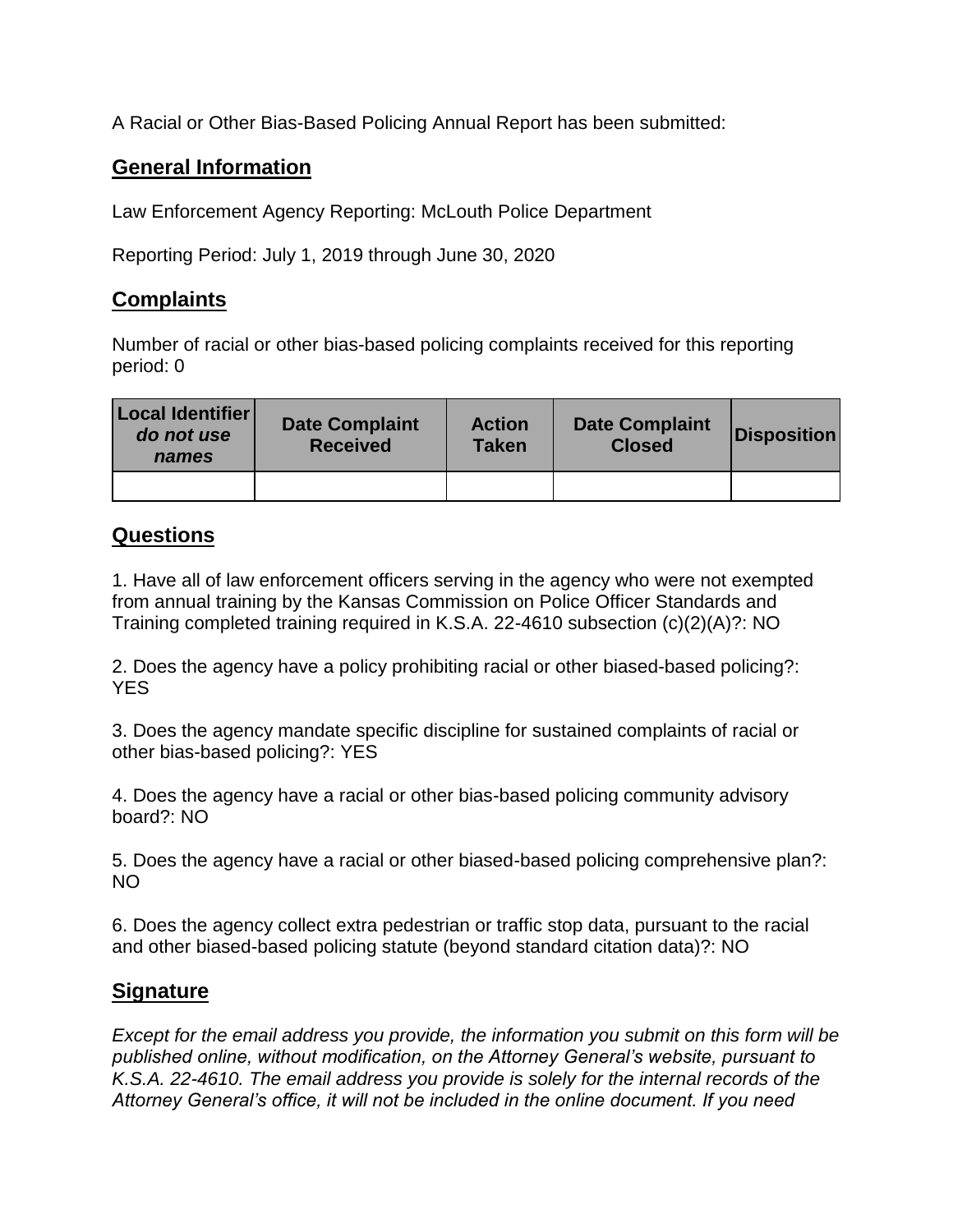A Racial or Other Bias-Based Policing Annual Report has been submitted:

## General Information

Law Enforcement Agency Reporting: McLouth Police Department

Reporting Period: July 1, 2019 through June 30, 2020

## Complaints

Number of racial or other bias-based policing complaints received for this reporting period: 0

| Local Identifier *do not use names* | Date Complaint Received | Action Taken | Date Complaint Closed | Disposition |
|---|---|---|---|---|
| | | | | |

## Questions

1. Have all of law enforcement officers serving in the agency who were not exempted from annual training by the Kansas Commission on Police Officer Standards and Training completed training required in K.S.A. 22-4610 subsection (c)(2)(A)?: NO

2. Does the agency have a policy prohibiting racial or other biased-based policing?: YES

3. Does the agency mandate specific discipline for sustained complaints of racial or other bias-based policing?: YES

4. Does the agency have a racial or other bias-based policing community advisory board?: NO

5. Does the agency have a racial or other biased-based policing comprehensive plan?: NO

6. Does the agency collect extra pedestrian or traffic stop data, pursuant to the racial and other biased-based policing statute (beyond standard citation data)?: NO

## Signature

*Except for the email address you provide, the information you submit on this form will be published online, without modification, on the Attorney General's website, pursuant to K.S.A. 22-4610. The email address you provide is solely for the internal records of the Attorney General's office, it will not be included in the online document. If you need*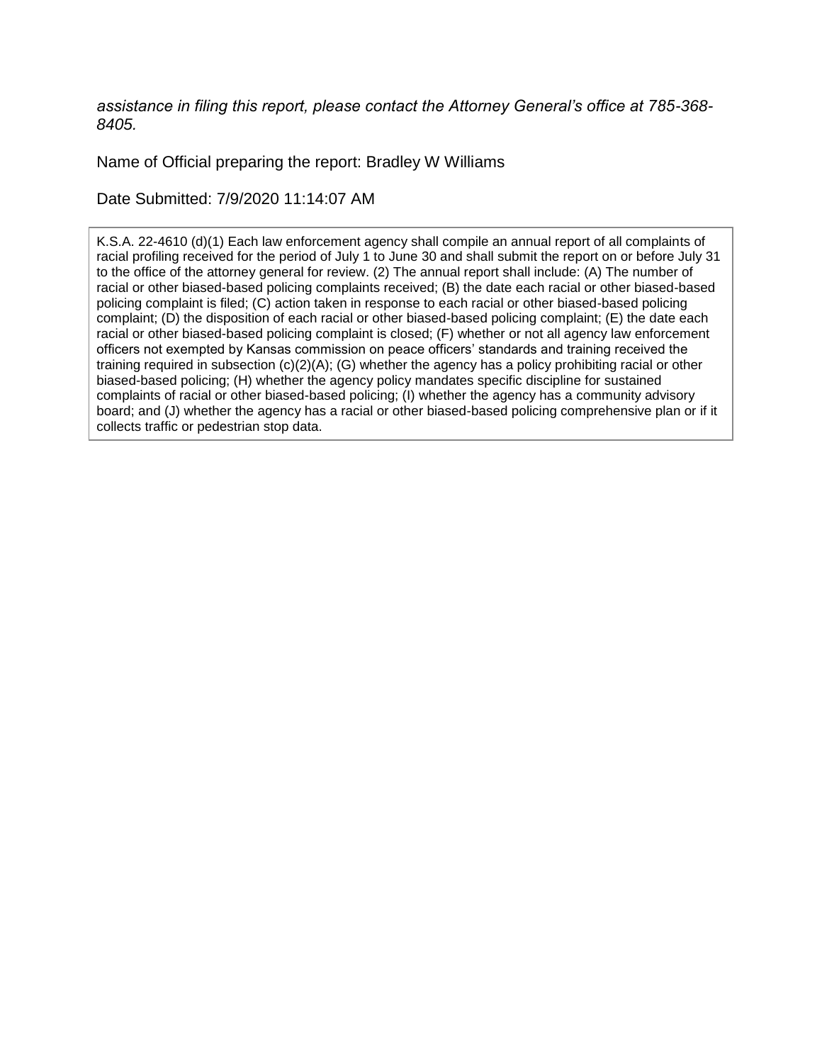*assistance in filing this report, please contact the Attorney General's office at 785-368-8405.*

Name of Official preparing the report: Bradley W Williams

Date Submitted: 7/9/2020 11:14:07 AM

K.S.A. 22-4610 (d)(1) Each law enforcement agency shall compile an annual report of all complaints of racial profiling received for the period of July 1 to June 30 and shall submit the report on or before July 31 to the office of the attorney general for review. (2) The annual report shall include: (A) The number of racial or other biased-based policing complaints received; (B) the date each racial or other biased-based policing complaint is filed; (C) action taken in response to each racial or other biased-based policing complaint; (D) the disposition of each racial or other biased-based policing complaint; (E) the date each racial or other biased-based policing complaint is closed; (F) whether or not all agency law enforcement officers not exempted by Kansas commission on peace officers' standards and training received the training required in subsection (c)(2)(A); (G) whether the agency has a policy prohibiting racial or other biased-based policing; (H) whether the agency policy mandates specific discipline for sustained complaints of racial or other biased-based policing; (I) whether the agency has a community advisory board; and (J) whether the agency has a racial or other biased-based policing comprehensive plan or if it collects traffic or pedestrian stop data.